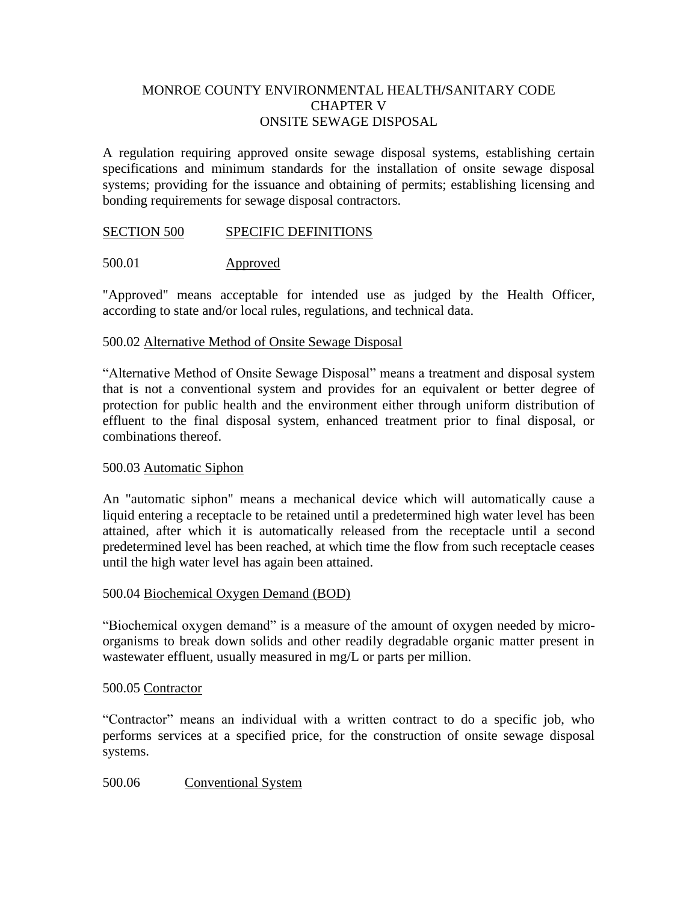# MONROE COUNTY ENVIRONMENTAL HEALTH/SANITARY CODE
## CHAPTER V
## ONSITE SEWAGE DISPOSAL

A regulation requiring approved onsite sewage disposal systems, establishing certain specifications and minimum standards for the installation of onsite sewage disposal systems; providing for the issuance and obtaining of permits; establishing licensing and bonding requirements for sewage disposal contractors.

### SECTION 500 SPECIFIC DEFINITIONS

#### 500.01 Approved

"Approved" means acceptable for intended use as judged by the Health Officer, according to state and/or local rules, regulations, and technical data.

#### 500.02 Alternative Method of Onsite Sewage Disposal

"Alternative Method of Onsite Sewage Disposal" means a treatment and disposal system that is not a conventional system and provides for an equivalent or better degree of protection for public health and the environment either through uniform distribution of effluent to the final disposal system, enhanced treatment prior to final disposal, or combinations thereof.

#### 500.03 Automatic Siphon

An "automatic siphon" means a mechanical device which will automatically cause a liquid entering a receptacle to be retained until a predetermined high water level has been attained, after which it is automatically released from the receptacle until a second predetermined level has been reached, at which time the flow from such receptacle ceases until the high water level has again been attained.

#### 500.04 Biochemical Oxygen Demand (BOD)

"Biochemical oxygen demand" is a measure of the amount of oxygen needed by micro-organisms to break down solids and other readily degradable organic matter present in wastewater effluent, usually measured in mg/L or parts per million.

#### 500.05 Contractor

"Contractor" means an individual with a written contract to do a specific job, who performs services at a specified price, for the construction of onsite sewage disposal systems.

#### 500.06 Conventional System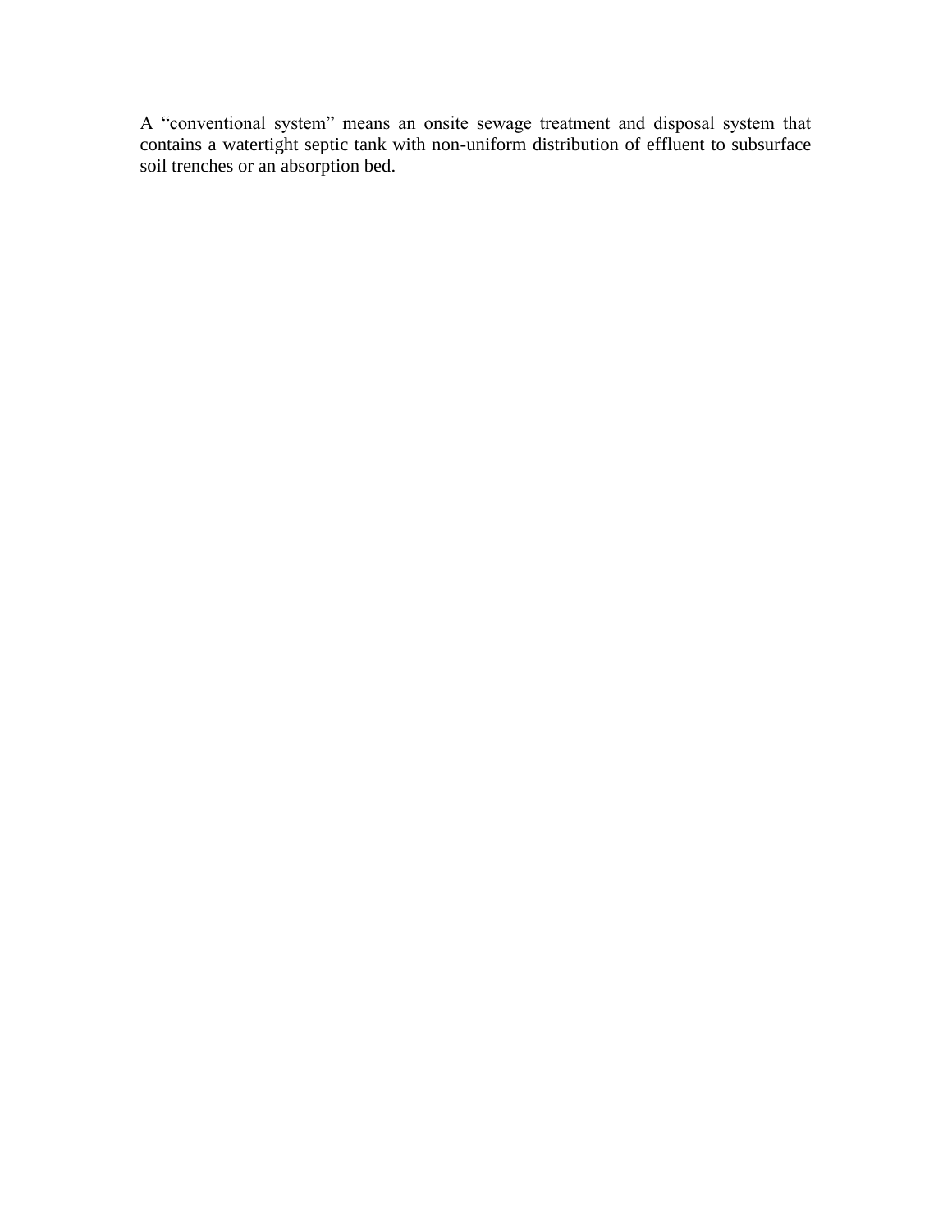A “conventional system” means an onsite sewage treatment and disposal system that contains a watertight septic tank with non-uniform distribution of effluent to subsurface soil trenches or an absorption bed.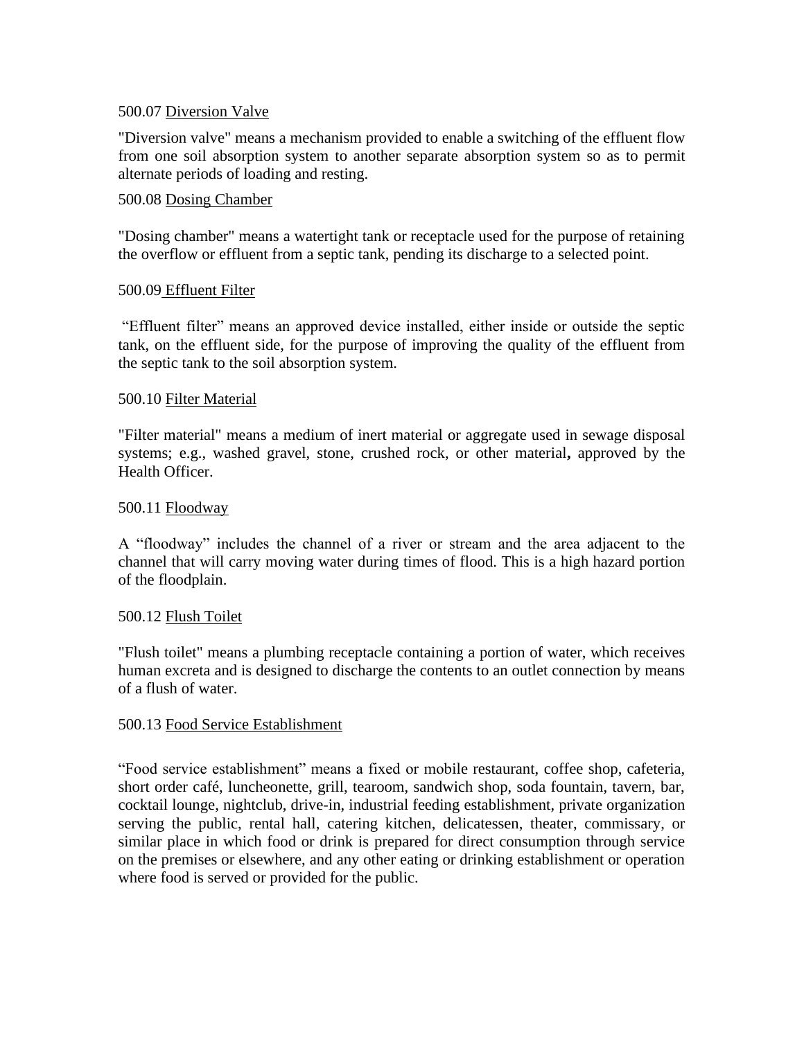500.07 Diversion Valve

"Diversion valve" means a mechanism provided to enable a switching of the effluent flow from one soil absorption system to another separate absorption system so as to permit alternate periods of loading and resting.

500.08 Dosing Chamber

"Dosing chamber" means a watertight tank or receptacle used for the purpose of retaining the overflow or effluent from a septic tank, pending its discharge to a selected point.

500.09 Effluent Filter

"Effluent filter" means an approved device installed, either inside or outside the septic tank, on the effluent side, for the purpose of improving the quality of the effluent from the septic tank to the soil absorption system.

500.10 Filter Material

"Filter material" means a medium of inert material or aggregate used in sewage disposal systems; e.g., washed gravel, stone, crushed rock, or other material**,** approved by the Health Officer.

500.11 Floodway

A "floodway" includes the channel of a river or stream and the area adjacent to the channel that will carry moving water during times of flood. This is a high hazard portion of the floodplain.

500.12 Flush Toilet

"Flush toilet" means a plumbing receptacle containing a portion of water, which receives human excreta and is designed to discharge the contents to an outlet connection by means of a flush of water.

500.13 Food Service Establishment

"Food service establishment" means a fixed or mobile restaurant, coffee shop, cafeteria, short order café, luncheonette, grill, tearoom, sandwich shop, soda fountain, tavern, bar, cocktail lounge, nightclub, drive-in, industrial feeding establishment, private organization serving the public, rental hall, catering kitchen, delicatessen, theater, commissary, or similar place in which food or drink is prepared for direct consumption through service on the premises or elsewhere, and any other eating or drinking establishment or operation where food is served or provided for the public.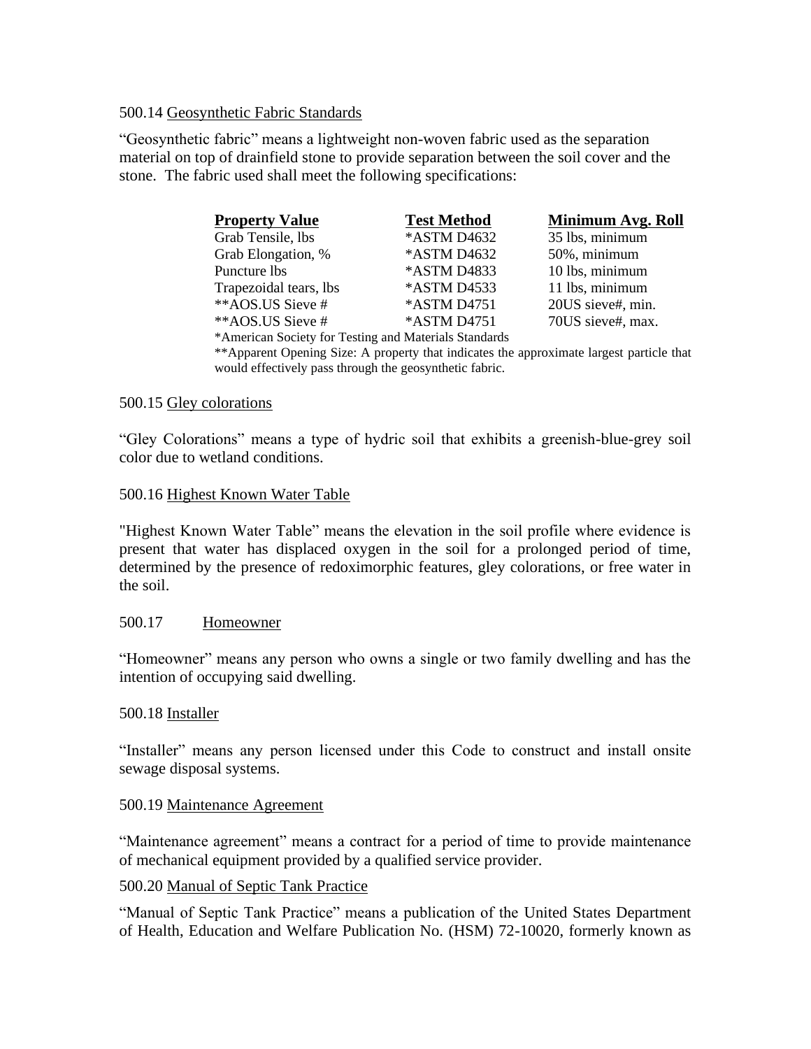500.14 Geosynthetic Fabric Standards

"Geosynthetic fabric" means a lightweight non-woven fabric used as the separation material on top of drainfield stone to provide separation between the soil cover and the stone. The fabric used shall meet the following specifications:

| Property Value | Test Method | Minimum Avg. Roll |
|---|---|---|
| Grab Tensile, lbs | *ASTM D4632 | 35 lbs, minimum |
| Grab Elongation, % | *ASTM D4632 | 50%, minimum |
| Puncture lbs | *ASTM D4833 | 10 lbs, minimum |
| Trapezoidal tears, lbs | *ASTM D4533 | 11 lbs, minimum |
| **AOS.US Sieve # | *ASTM D4751 | 20US sieve#, min. |
| **AOS.US Sieve # | *ASTM D4751 | 70US sieve#, max. |

*American Society for Testing and Materials Standards

**Apparent Opening Size: A property that indicates the approximate largest particle that would effectively pass through the geosynthetic fabric.

500.15 Gley colorations

"Gley Colorations" means a type of hydric soil that exhibits a greenish-blue-grey soil color due to wetland conditions.

500.16 Highest Known Water Table

"Highest Known Water Table" means the elevation in the soil profile where evidence is present that water has displaced oxygen in the soil for a prolonged period of time, determined by the presence of redoximorphic features, gley colorations, or free water in the soil.

500.17 Homeowner

"Homeowner" means any person who owns a single or two family dwelling and has the intention of occupying said dwelling.

500.18 Installer

"Installer" means any person licensed under this Code to construct and install onsite sewage disposal systems.

500.19 Maintenance Agreement

"Maintenance agreement" means a contract for a period of time to provide maintenance of mechanical equipment provided by a qualified service provider.

500.20 Manual of Septic Tank Practice

"Manual of Septic Tank Practice" means a publication of the United States Department of Health, Education and Welfare Publication No. (HSM) 72-10020, formerly known as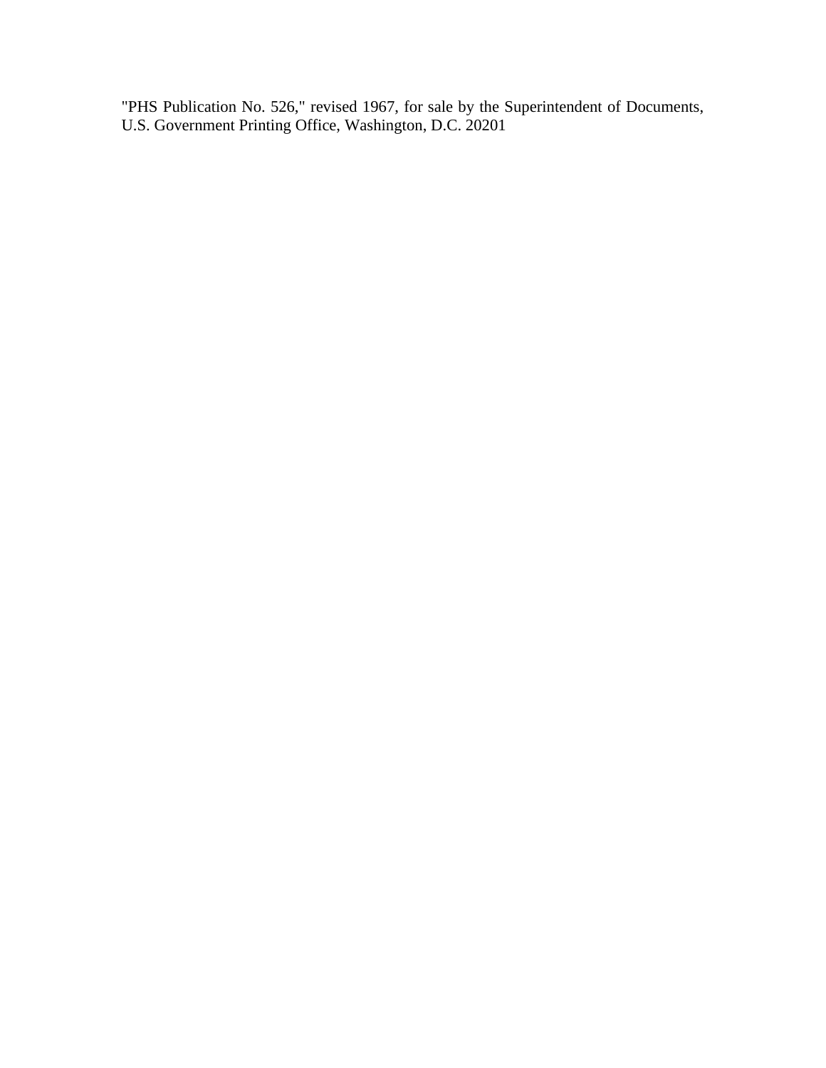"PHS Publication No. 526," revised 1967, for sale by the Superintendent of Documents, U.S. Government Printing Office, Washington, D.C. 20201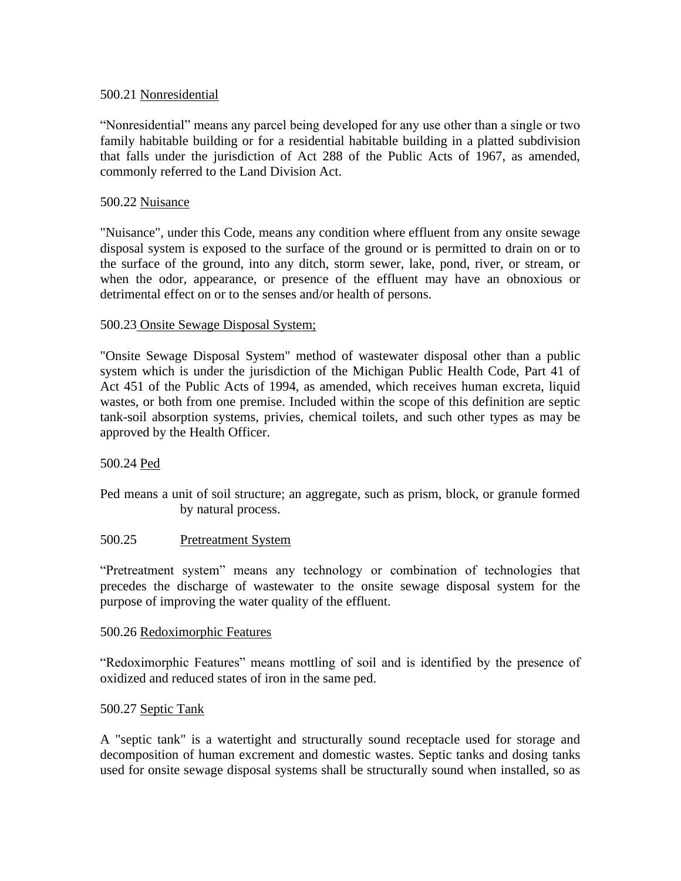500.21 Nonresidential

“Nonresidential” means any parcel being developed for any use other than a single or two family habitable building or for a residential habitable building in a platted subdivision that falls under the jurisdiction of Act 288 of the Public Acts of 1967, as amended, commonly referred to the Land Division Act.

500.22 Nuisance

"Nuisance", under this Code, means any condition where effluent from any onsite sewage disposal system is exposed to the surface of the ground or is permitted to drain on or to the surface of the ground, into any ditch, storm sewer, lake, pond, river, or stream, or when the odor, appearance, or presence of the effluent may have an obnoxious or detrimental effect on or to the senses and/or health of persons.

500.23 Onsite Sewage Disposal System;

"Onsite Sewage Disposal System" method of wastewater disposal other than a public system which is under the jurisdiction of the Michigan Public Health Code, Part 41 of Act 451 of the Public Acts of 1994, as amended, which receives human excreta, liquid wastes, or both from one premise. Included within the scope of this definition are septic tank-soil absorption systems, privies, chemical toilets, and such other types as may be approved by the Health Officer.

500.24 Ped

Ped means a unit of soil structure; an aggregate, such as prism, block, or granule formed by natural process.

500.25 Pretreatment System

“Pretreatment system” means any technology or combination of technologies that precedes the discharge of wastewater to the onsite sewage disposal system for the purpose of improving the water quality of the effluent.

500.26 Redoximorphic Features

“Redoximorphic Features” means mottling of soil and is identified by the presence of oxidized and reduced states of iron in the same ped.

500.27 Septic Tank

A "septic tank" is a watertight and structurally sound receptacle used for storage and decomposition of human excrement and domestic wastes. Septic tanks and dosing tanks used for onsite sewage disposal systems shall be structurally sound when installed, so as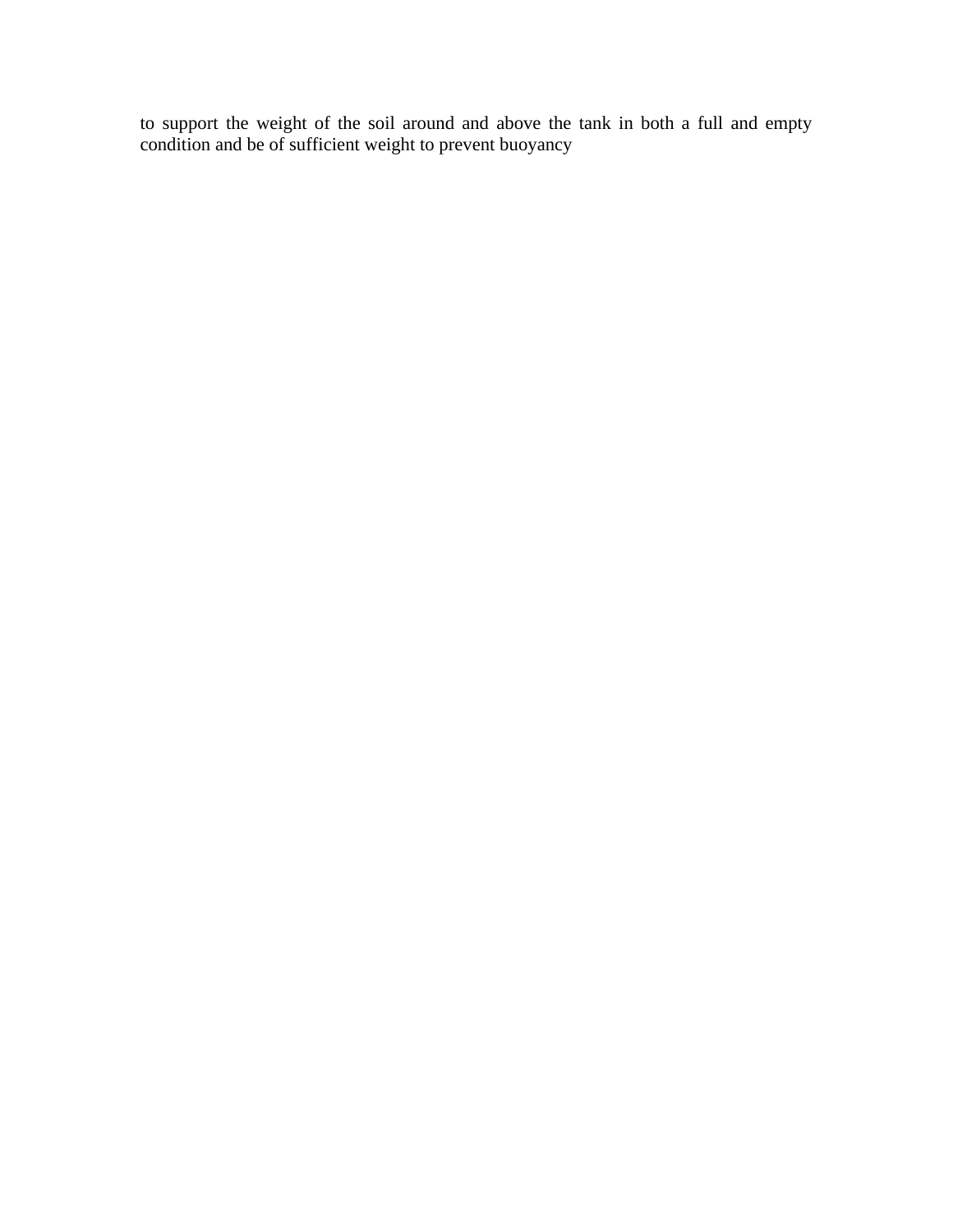to support the weight of the soil around and above the tank in both a full and empty condition and be of sufficient weight to prevent buoyancy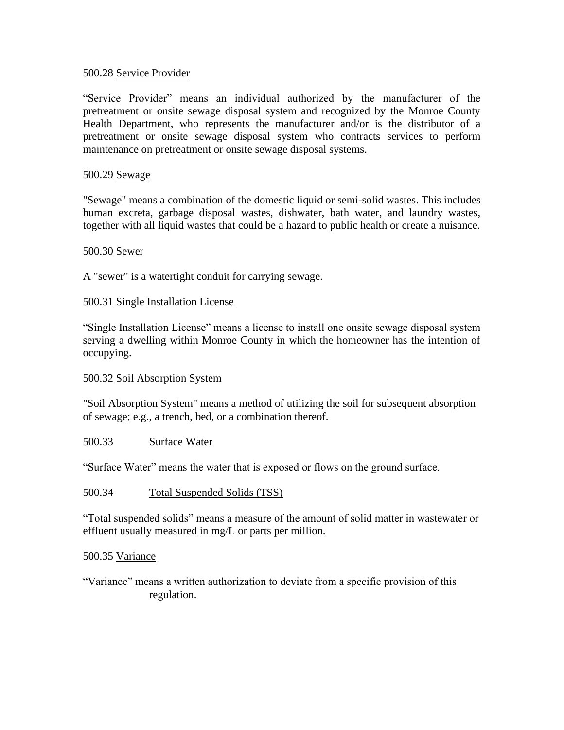500.28 Service Provider

"Service Provider" means an individual authorized by the manufacturer of the pretreatment or onsite sewage disposal system and recognized by the Monroe County Health Department, who represents the manufacturer and/or is the distributor of a pretreatment or onsite sewage disposal system who contracts services to perform maintenance on pretreatment or onsite sewage disposal systems.

500.29 Sewage

"Sewage" means a combination of the domestic liquid or semi-solid wastes. This includes human excreta, garbage disposal wastes, dishwater, bath water, and laundry wastes, together with all liquid wastes that could be a hazard to public health or create a nuisance.

500.30 Sewer

A "sewer" is a watertight conduit for carrying sewage.

500.31 Single Installation License

"Single Installation License" means a license to install one onsite sewage disposal system serving a dwelling within Monroe County in which the homeowner has the intention of occupying.

500.32 Soil Absorption System

"Soil Absorption System" means a method of utilizing the soil for subsequent absorption of sewage; e.g., a trench, bed, or a combination thereof.

500.33 Surface Water

"Surface Water" means the water that is exposed or flows on the ground surface.

500.34 Total Suspended Solids (TSS)

"Total suspended solids" means a measure of the amount of solid matter in wastewater or effluent usually measured in mg/L or parts per million.

500.35 Variance

"Variance" means a written authorization to deviate from a specific provision of this regulation.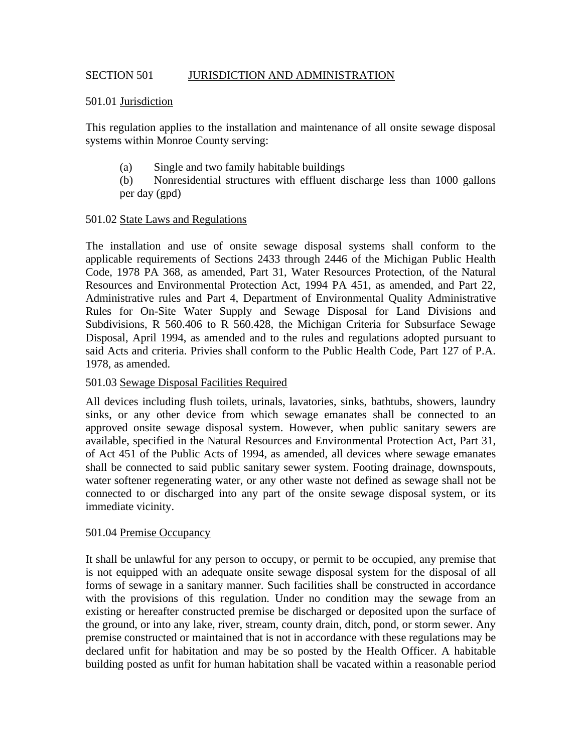## SECTION 501 JURISDICTION AND ADMINISTRATION

### 501.01 Jurisdiction

This regulation applies to the installation and maintenance of all onsite sewage disposal systems within Monroe County serving:

(a) Single and two family habitable buildings

(b) Nonresidential structures with effluent discharge less than 1000 gallons per day (gpd)

### 501.02 State Laws and Regulations

The installation and use of onsite sewage disposal systems shall conform to the applicable requirements of Sections 2433 through 2446 of the Michigan Public Health Code, 1978 PA 368, as amended, Part 31, Water Resources Protection, of the Natural Resources and Environmental Protection Act, 1994 PA 451, as amended, and Part 22, Administrative rules and Part 4, Department of Environmental Quality Administrative Rules for On-Site Water Supply and Sewage Disposal for Land Divisions and Subdivisions, R 560.406 to R 560.428, the Michigan Criteria for Subsurface Sewage Disposal, April 1994, as amended and to the rules and regulations adopted pursuant to said Acts and criteria. Privies shall conform to the Public Health Code, Part 127 of P.A. 1978, as amended.

### 501.03 Sewage Disposal Facilities Required

All devices including flush toilets, urinals, lavatories, sinks, bathtubs, showers, laundry sinks, or any other device from which sewage emanates shall be connected to an approved onsite sewage disposal system. However, when public sanitary sewers are available, specified in the Natural Resources and Environmental Protection Act, Part 31, of Act 451 of the Public Acts of 1994, as amended, all devices where sewage emanates shall be connected to said public sanitary sewer system. Footing drainage, downspouts, water softener regenerating water, or any other waste not defined as sewage shall not be connected to or discharged into any part of the onsite sewage disposal system, or its immediate vicinity.

### 501.04 Premise Occupancy

It shall be unlawful for any person to occupy, or permit to be occupied, any premise that is not equipped with an adequate onsite sewage disposal system for the disposal of all forms of sewage in a sanitary manner. Such facilities shall be constructed in accordance with the provisions of this regulation. Under no condition may the sewage from an existing or hereafter constructed premise be discharged or deposited upon the surface of the ground, or into any lake, river, stream, county drain, ditch, pond, or storm sewer. Any premise constructed or maintained that is not in accordance with these regulations may be declared unfit for habitation and may be so posted by the Health Officer. A habitable building posted as unfit for human habitation shall be vacated within a reasonable period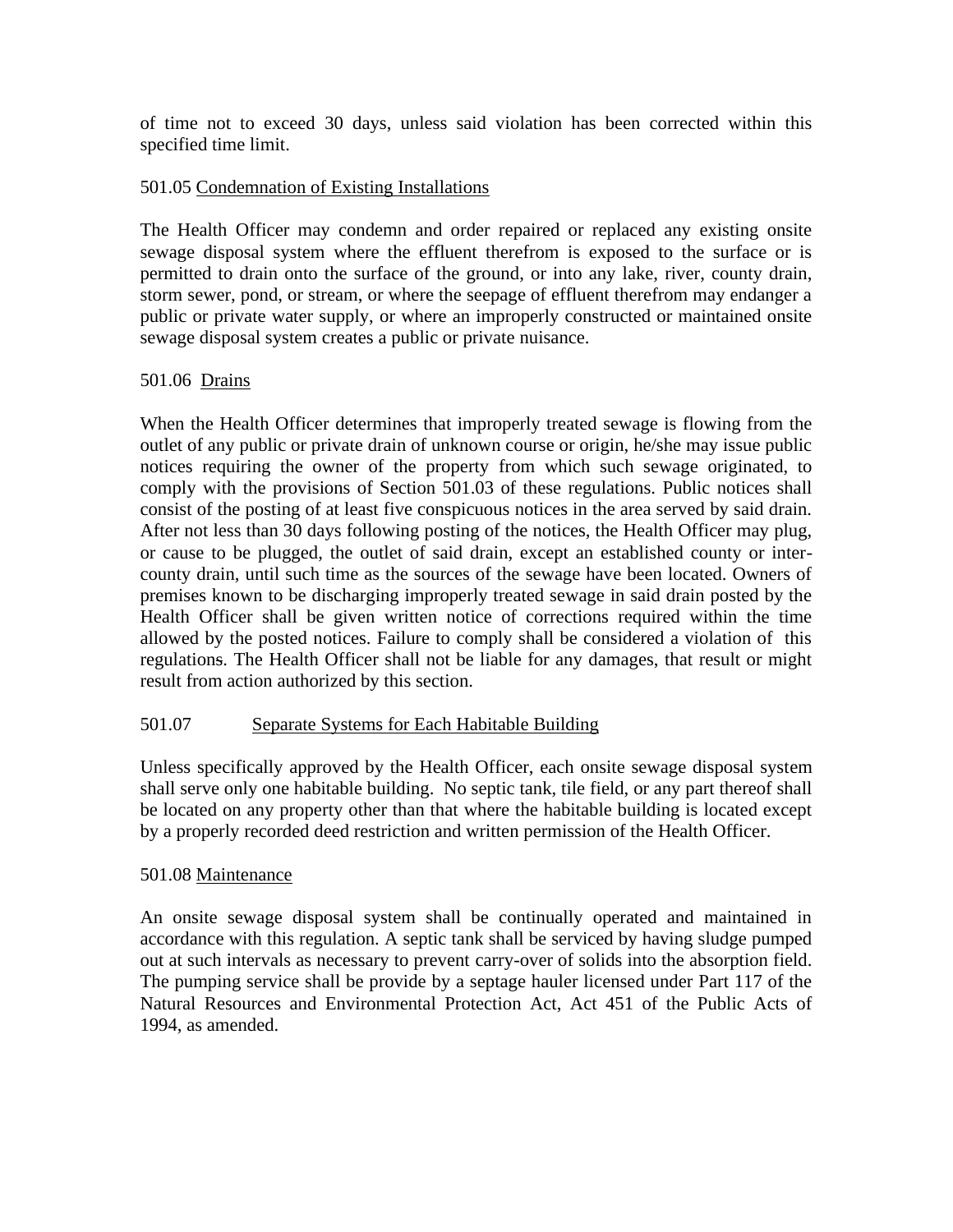of time not to exceed 30 days, unless said violation has been corrected within this specified time limit.

501.05 Condemnation of Existing Installations

The Health Officer may condemn and order repaired or replaced any existing onsite sewage disposal system where the effluent therefrom is exposed to the surface or is permitted to drain onto the surface of the ground, or into any lake, river, county drain, storm sewer, pond, or stream, or where the seepage of effluent therefrom may endanger a public or private water supply, or where an improperly constructed or maintained onsite sewage disposal system creates a public or private nuisance.

501.06 Drains

When the Health Officer determines that improperly treated sewage is flowing from the outlet of any public or private drain of unknown course or origin, he/she may issue public notices requiring the owner of the property from which such sewage originated, to comply with the provisions of Section 501.03 of these regulations. Public notices shall consist of the posting of at least five conspicuous notices in the area served by said drain. After not less than 30 days following posting of the notices, the Health Officer may plug, or cause to be plugged, the outlet of said drain, except an established county or inter-county drain, until such time as the sources of the sewage have been located. Owners of premises known to be discharging improperly treated sewage in said drain posted by the Health Officer shall be given written notice of corrections required within the time allowed by the posted notices. Failure to comply shall be considered a violation of this regulations. The Health Officer shall not be liable for any damages, that result or might result from action authorized by this section.

501.07 Separate Systems for Each Habitable Building

Unless specifically approved by the Health Officer, each onsite sewage disposal system shall serve only one habitable building. No septic tank, tile field, or any part thereof shall be located on any property other than that where the habitable building is located except by a properly recorded deed restriction and written permission of the Health Officer.

501.08 Maintenance

An onsite sewage disposal system shall be continually operated and maintained in accordance with this regulation. A septic tank shall be serviced by having sludge pumped out at such intervals as necessary to prevent carry-over of solids into the absorption field. The pumping service shall be provide by a septage hauler licensed under Part 117 of the Natural Resources and Environmental Protection Act, Act 451 of the Public Acts of 1994, as amended.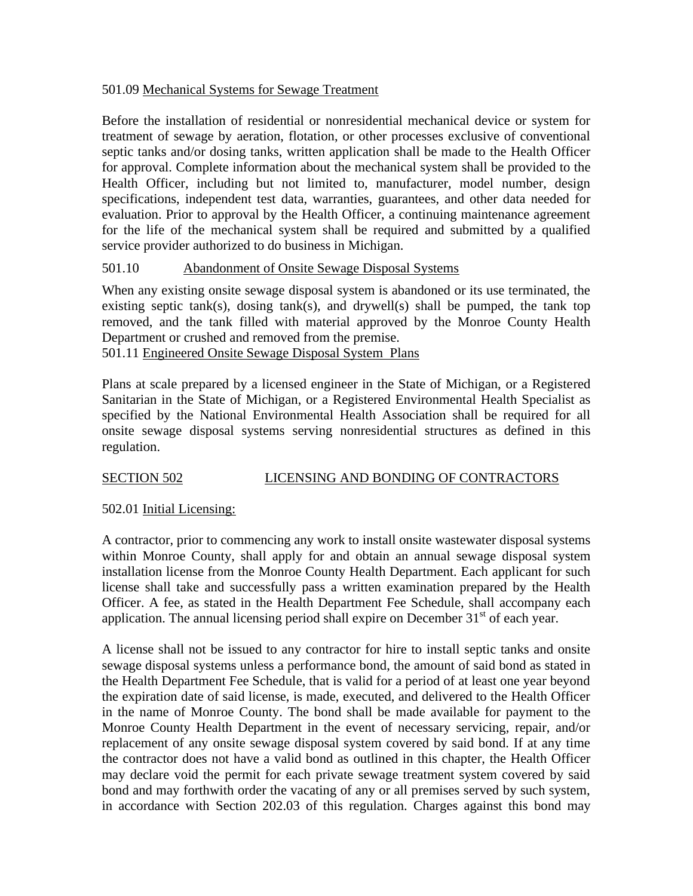501.09 Mechanical Systems for Sewage Treatment

Before the installation of residential or nonresidential mechanical device or system for treatment of sewage by aeration, flotation, or other processes exclusive of conventional septic tanks and/or dosing tanks, written application shall be made to the Health Officer for approval. Complete information about the mechanical system shall be provided to the Health Officer, including but not limited to, manufacturer, model number, design specifications, independent test data, warranties, guarantees, and other data needed for evaluation. Prior to approval by the Health Officer, a continuing maintenance agreement for the life of the mechanical system shall be required and submitted by a qualified service provider authorized to do business in Michigan.

501.10 Abandonment of Onsite Sewage Disposal Systems

When any existing onsite sewage disposal system is abandoned or its use terminated, the existing septic tank(s), dosing tank(s), and drywell(s) shall be pumped, the tank top removed, and the tank filled with material approved by the Monroe County Health Department or crushed and removed from the premise.

501.11 Engineered Onsite Sewage Disposal System Plans

Plans at scale prepared by a licensed engineer in the State of Michigan, or a Registered Sanitarian in the State of Michigan, or a Registered Environmental Health Specialist as specified by the National Environmental Health Association shall be required for all onsite sewage disposal systems serving nonresidential structures as defined in this regulation.

## SECTION 502 LICENSING AND BONDING OF CONTRACTORS

502.01 Initial Licensing:

A contractor, prior to commencing any work to install onsite wastewater disposal systems within Monroe County, shall apply for and obtain an annual sewage disposal system installation license from the Monroe County Health Department. Each applicant for such license shall take and successfully pass a written examination prepared by the Health Officer. A fee, as stated in the Health Department Fee Schedule, shall accompany each application. The annual licensing period shall expire on December 31st of each year.

A license shall not be issued to any contractor for hire to install septic tanks and onsite sewage disposal systems unless a performance bond, the amount of said bond as stated in the Health Department Fee Schedule, that is valid for a period of at least one year beyond the expiration date of said license, is made, executed, and delivered to the Health Officer in the name of Monroe County. The bond shall be made available for payment to the Monroe County Health Department in the event of necessary servicing, repair, and/or replacement of any onsite sewage disposal system covered by said bond. If at any time the contractor does not have a valid bond as outlined in this chapter, the Health Officer may declare void the permit for each private sewage treatment system covered by said bond and may forthwith order the vacating of any or all premises served by such system, in accordance with Section 202.03 of this regulation. Charges against this bond may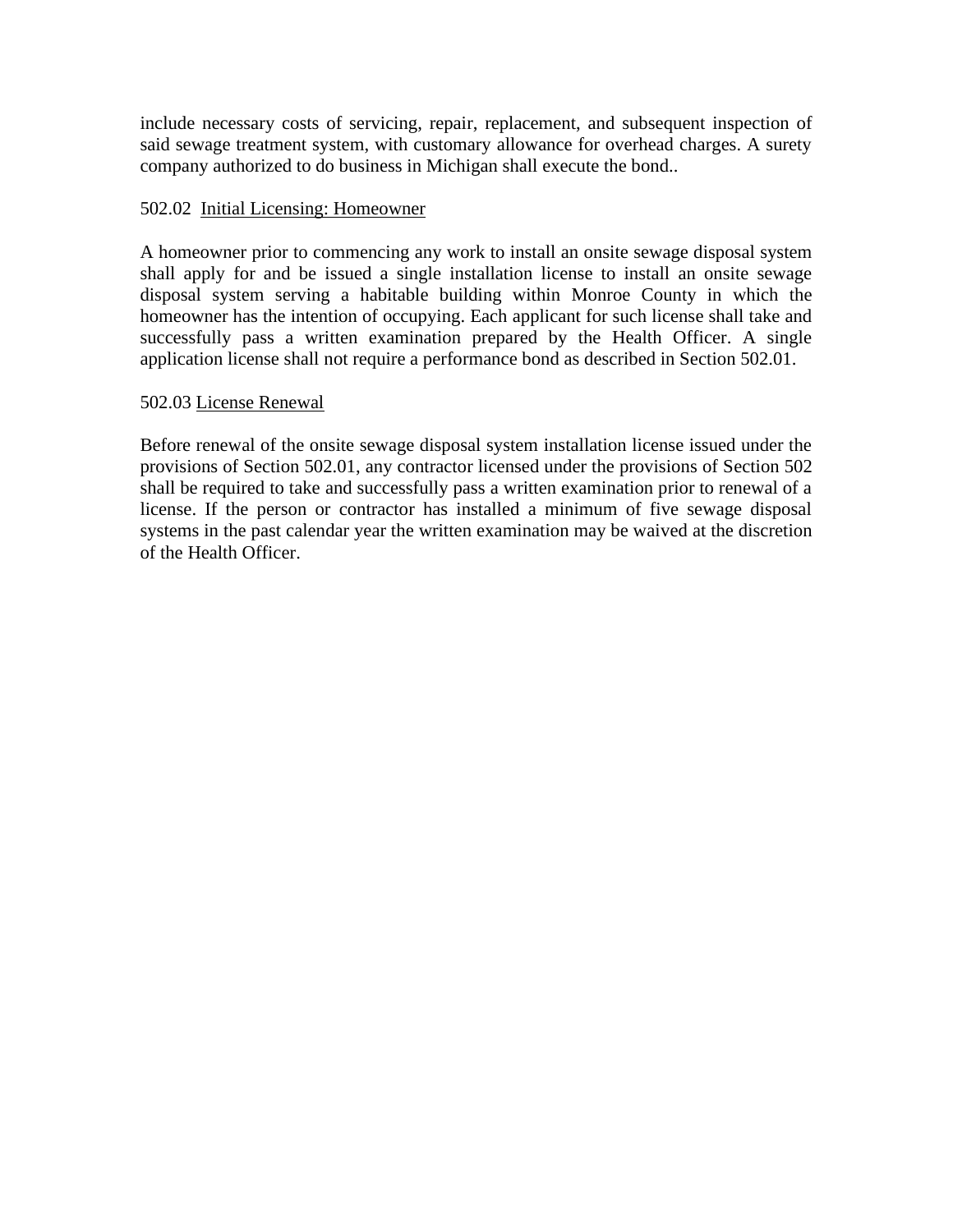include necessary costs of servicing, repair, replacement, and subsequent inspection of said sewage treatment system, with customary allowance for overhead charges. A surety company authorized to do business in Michigan shall execute the bond..

502.02 Initial Licensing: Homeowner

A homeowner prior to commencing any work to install an onsite sewage disposal system shall apply for and be issued a single installation license to install an onsite sewage disposal system serving a habitable building within Monroe County in which the homeowner has the intention of occupying. Each applicant for such license shall take and successfully pass a written examination prepared by the Health Officer. A single application license shall not require a performance bond as described in Section 502.01.

502.03 License Renewal

Before renewal of the onsite sewage disposal system installation license issued under the provisions of Section 502.01, any contractor licensed under the provisions of Section 502 shall be required to take and successfully pass a written examination prior to renewal of a license. If the person or contractor has installed a minimum of five sewage disposal systems in the past calendar year the written examination may be waived at the discretion of the Health Officer.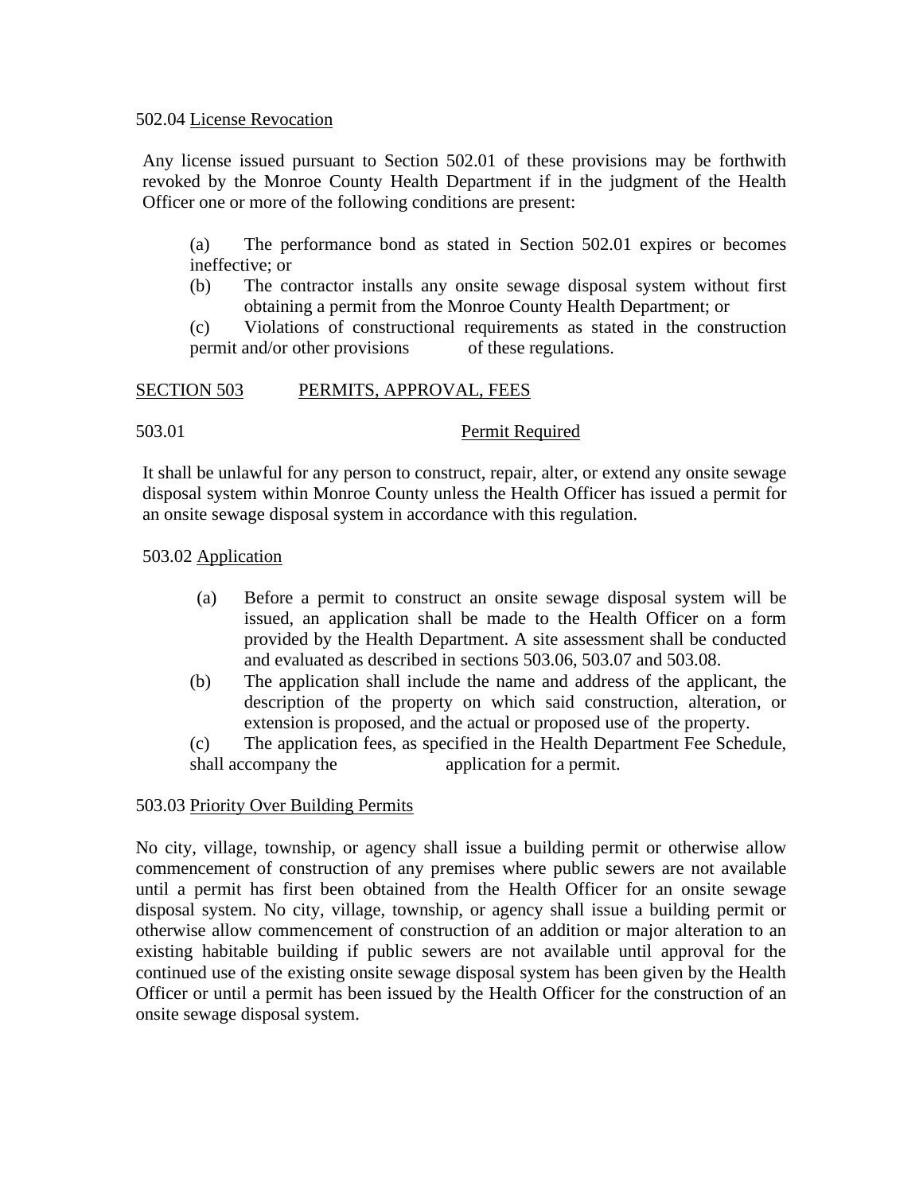502.04 <u>License Revocation</u>

Any license issued pursuant to Section 502.01 of these provisions may be forthwith revoked by the Monroe County Health Department if in the judgment of the Health Officer one or more of the following conditions are present:

(a) The performance bond as stated in Section 502.01 expires or becomes ineffective; or

(b) The contractor installs any onsite sewage disposal system without first obtaining a permit from the Monroe County Health Department; or

(c) Violations of constructional requirements as stated in the construction permit and/or other provisions of these regulations.

## <u>SECTION 503</u> <u>PERMITS, APPROVAL, FEES</u>

503.01 <u>Permit Required</u>

It shall be unlawful for any person to construct, repair, alter, or extend any onsite sewage disposal system within Monroe County unless the Health Officer has issued a permit for an onsite sewage disposal system in accordance with this regulation.

503.02 <u>Application</u>

(a) Before a permit to construct an onsite sewage disposal system will be issued, an application shall be made to the Health Officer on a form provided by the Health Department. A site assessment shall be conducted and evaluated as described in sections 503.06, 503.07 and 503.08.

(b) The application shall include the name and address of the applicant, the description of the property on which said construction, alteration, or extension is proposed, and the actual or proposed use of the property.

(c) The application fees, as specified in the Health Department Fee Schedule, shall accompany the application for a permit.

503.03 <u>Priority Over Building Permits</u>

No city, village, township, or agency shall issue a building permit or otherwise allow commencement of construction of any premises where public sewers are not available until a permit has first been obtained from the Health Officer for an onsite sewage disposal system. No city, village, township, or agency shall issue a building permit or otherwise allow commencement of construction of an addition or major alteration to an existing habitable building if public sewers are not available until approval for the continued use of the existing onsite sewage disposal system has been given by the Health Officer or until a permit has been issued by the Health Officer for the construction of an onsite sewage disposal system.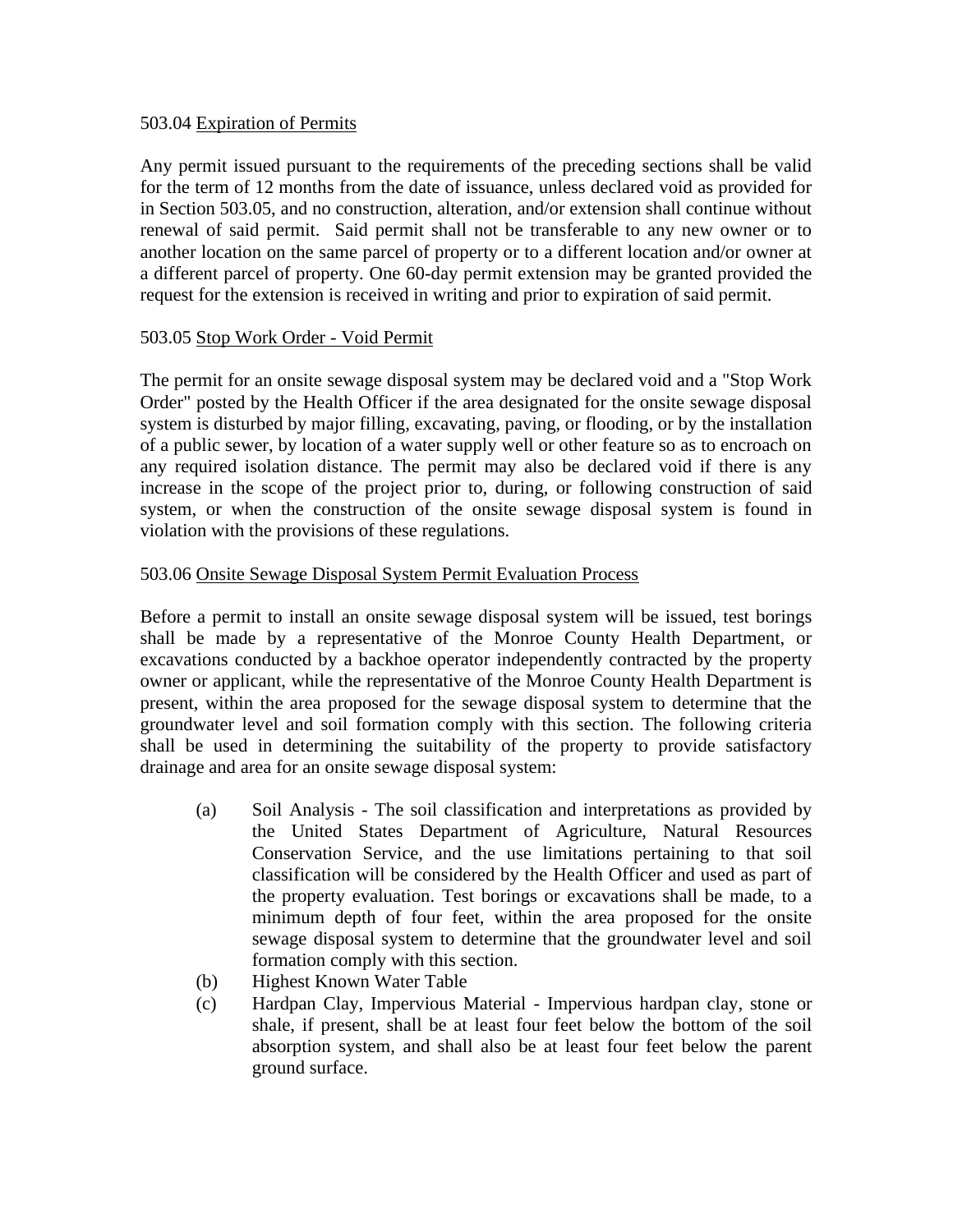503.04 Expiration of Permits

Any permit issued pursuant to the requirements of the preceding sections shall be valid for the term of 12 months from the date of issuance, unless declared void as provided for in Section 503.05, and no construction, alteration, and/or extension shall continue without renewal of said permit. Said permit shall not be transferable to any new owner or to another location on the same parcel of property or to a different location and/or owner at a different parcel of property. One 60-day permit extension may be granted provided the request for the extension is received in writing and prior to expiration of said permit.

503.05 Stop Work Order - Void Permit

The permit for an onsite sewage disposal system may be declared void and a "Stop Work Order" posted by the Health Officer if the area designated for the onsite sewage disposal system is disturbed by major filling, excavating, paving, or flooding, or by the installation of a public sewer, by location of a water supply well or other feature so as to encroach on any required isolation distance. The permit may also be declared void if there is any increase in the scope of the project prior to, during, or following construction of said system, or when the construction of the onsite sewage disposal system is found in violation with the provisions of these regulations.

503.06 Onsite Sewage Disposal System Permit Evaluation Process

Before a permit to install an onsite sewage disposal system will be issued, test borings shall be made by a representative of the Monroe County Health Department, or excavations conducted by a backhoe operator independently contracted by the property owner or applicant, while the representative of the Monroe County Health Department is present, within the area proposed for the sewage disposal system to determine that the groundwater level and soil formation comply with this section. The following criteria shall be used in determining the suitability of the property to provide satisfactory drainage and area for an onsite sewage disposal system:

(a) Soil Analysis - The soil classification and interpretations as provided by the United States Department of Agriculture, Natural Resources Conservation Service, and the use limitations pertaining to that soil classification will be considered by the Health Officer and used as part of the property evaluation. Test borings or excavations shall be made, to a minimum depth of four feet, within the area proposed for the onsite sewage disposal system to determine that the groundwater level and soil formation comply with this section.

(b) Highest Known Water Table

(c) Hardpan Clay, Impervious Material - Impervious hardpan clay, stone or shale, if present, shall be at least four feet below the bottom of the soil absorption system, and shall also be at least four feet below the parent ground surface.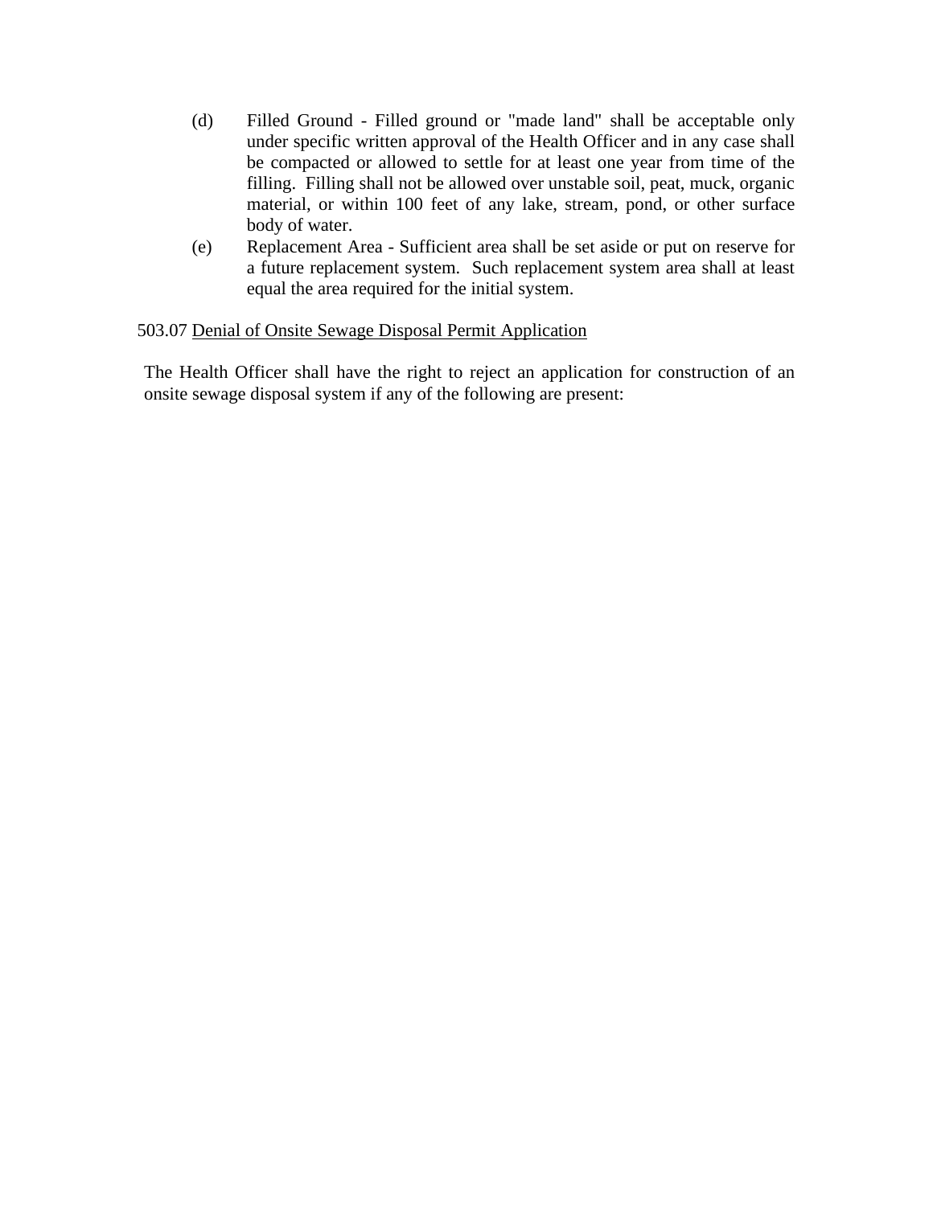(d) Filled Ground - Filled ground or "made land" shall be acceptable only under specific written approval of the Health Officer and in any case shall be compacted or allowed to settle for at least one year from time of the filling. Filling shall not be allowed over unstable soil, peat, muck, organic material, or within 100 feet of any lake, stream, pond, or other surface body of water.

(e) Replacement Area - Sufficient area shall be set aside or put on reserve for a future replacement system. Such replacement system area shall at least equal the area required for the initial system.

503.07 <u>Denial of Onsite Sewage Disposal Permit Application</u>

The Health Officer shall have the right to reject an application for construction of an onsite sewage disposal system if any of the following are present: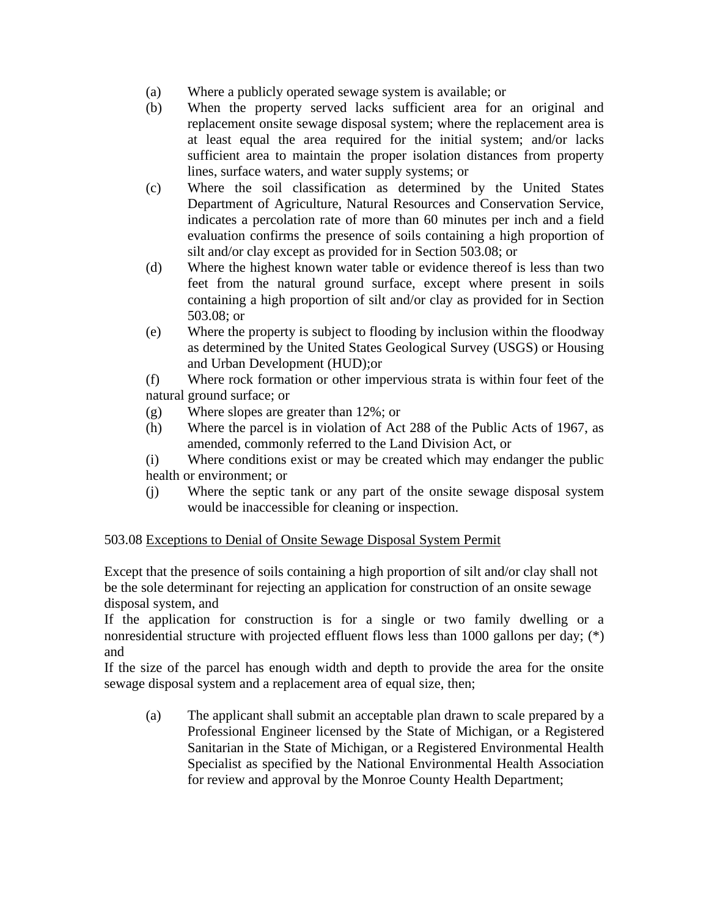(a) Where a publicly operated sewage system is available; or

(b) When the property served lacks sufficient area for an original and replacement onsite sewage disposal system; where the replacement area is at least equal the area required for the initial system; and/or lacks sufficient area to maintain the proper isolation distances from property lines, surface waters, and water supply systems; or

(c) Where the soil classification as determined by the United States Department of Agriculture, Natural Resources and Conservation Service, indicates a percolation rate of more than 60 minutes per inch and a field evaluation confirms the presence of soils containing a high proportion of silt and/or clay except as provided for in Section 503.08; or

(d) Where the highest known water table or evidence thereof is less than two feet from the natural ground surface, except where present in soils containing a high proportion of silt and/or clay as provided for in Section 503.08; or

(e) Where the property is subject to flooding by inclusion within the floodway as determined by the United States Geological Survey (USGS) or Housing and Urban Development (HUD);or

(f) Where rock formation or other impervious strata is within four feet of the natural ground surface; or

(g) Where slopes are greater than 12%; or

(h) Where the parcel is in violation of Act 288 of the Public Acts of 1967, as amended, commonly referred to the Land Division Act, or

(i) Where conditions exist or may be created which may endanger the public health or environment; or

(j) Where the septic tank or any part of the onsite sewage disposal system would be inaccessible for cleaning or inspection.

503.08 Exceptions to Denial of Onsite Sewage Disposal System Permit

Except that the presence of soils containing a high proportion of silt and/or clay shall not be the sole determinant for rejecting an application for construction of an onsite sewage disposal system, and

If the application for construction is for a single or two family dwelling or a nonresidential structure with projected effluent flows less than 1000 gallons per day; (*) and

If the size of the parcel has enough width and depth to provide the area for the onsite sewage disposal system and a replacement area of equal size, then;

(a) The applicant shall submit an acceptable plan drawn to scale prepared by a Professional Engineer licensed by the State of Michigan, or a Registered Sanitarian in the State of Michigan, or a Registered Environmental Health Specialist as specified by the National Environmental Health Association for review and approval by the Monroe County Health Department;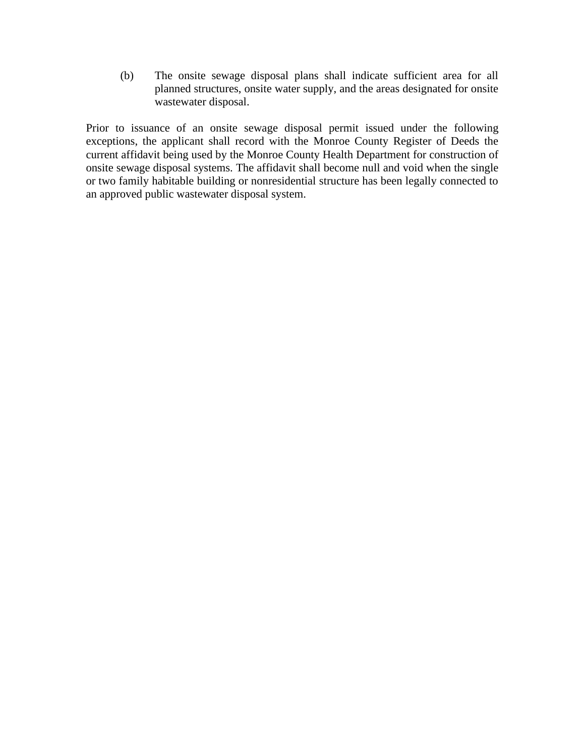(b) The onsite sewage disposal plans shall indicate sufficient area for all planned structures, onsite water supply, and the areas designated for onsite wastewater disposal.

Prior to issuance of an onsite sewage disposal permit issued under the following exceptions, the applicant shall record with the Monroe County Register of Deeds the current affidavit being used by the Monroe County Health Department for construction of onsite sewage disposal systems. The affidavit shall become null and void when the single or two family habitable building or nonresidential structure has been legally connected to an approved public wastewater disposal system.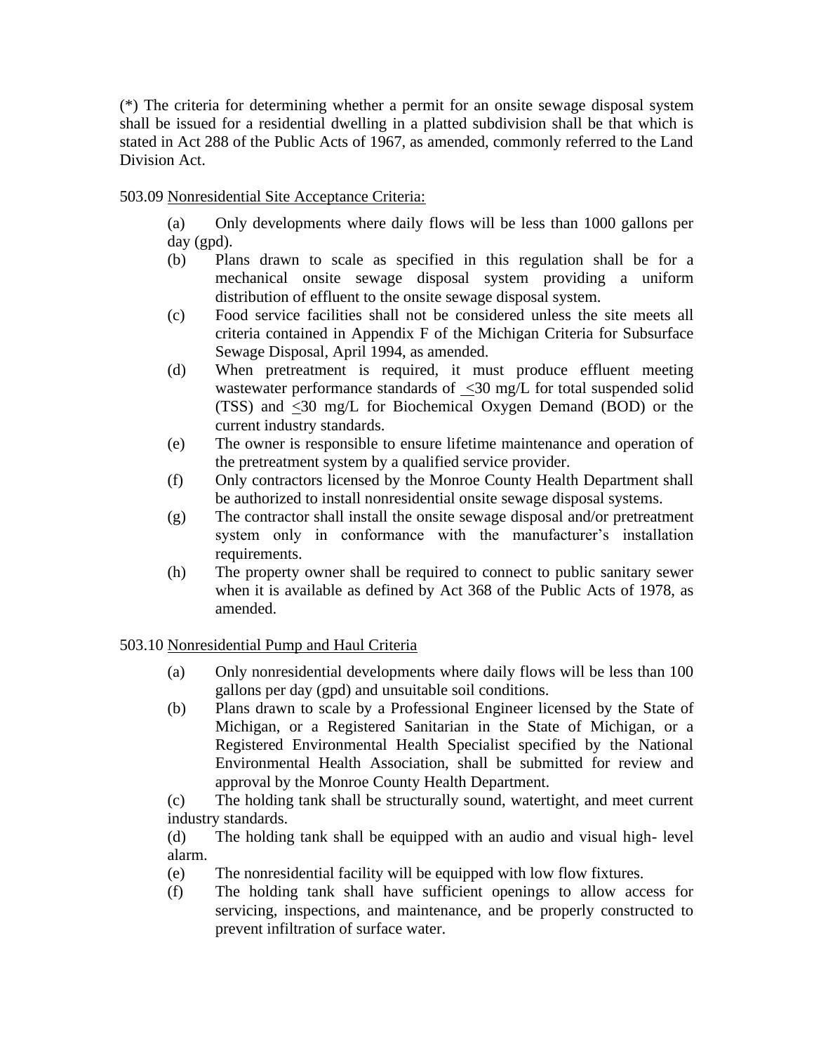(*) The criteria for determining whether a permit for an onsite sewage disposal system shall be issued for a residential dwelling in a platted subdivision shall be that which is stated in Act 288 of the Public Acts of 1967, as amended, commonly referred to the Land Division Act.

503.09 Nonresidential Site Acceptance Criteria:

(a) Only developments where daily flows will be less than 1000 gallons per day (gpd).

(b) Plans drawn to scale as specified in this regulation shall be for a mechanical onsite sewage disposal system providing a uniform distribution of effluent to the onsite sewage disposal system.

(c) Food service facilities shall not be considered unless the site meets all criteria contained in Appendix F of the Michigan Criteria for Subsurface Sewage Disposal, April 1994, as amended.

(d) When pretreatment is required, it must produce effluent meeting wastewater performance standards of $\leq$30 mg/L for total suspended solid (TSS) and $\leq$30 mg/L for Biochemical Oxygen Demand (BOD) or the current industry standards.

(e) The owner is responsible to ensure lifetime maintenance and operation of the pretreatment system by a qualified service provider.

(f) Only contractors licensed by the Monroe County Health Department shall be authorized to install nonresidential onsite sewage disposal systems.

(g) The contractor shall install the onsite sewage disposal and/or pretreatment system only in conformance with the manufacturer's installation requirements.

(h) The property owner shall be required to connect to public sanitary sewer when it is available as defined by Act 368 of the Public Acts of 1978, as amended.

503.10 Nonresidential Pump and Haul Criteria

(a) Only nonresidential developments where daily flows will be less than 100 gallons per day (gpd) and unsuitable soil conditions.

(b) Plans drawn to scale by a Professional Engineer licensed by the State of Michigan, or a Registered Sanitarian in the State of Michigan, or a Registered Environmental Health Specialist specified by the National Environmental Health Association, shall be submitted for review and approval by the Monroe County Health Department.

(c) The holding tank shall be structurally sound, watertight, and meet current industry standards.

(d) The holding tank shall be equipped with an audio and visual high- level alarm.

(e) The nonresidential facility will be equipped with low flow fixtures.

(f) The holding tank shall have sufficient openings to allow access for servicing, inspections, and maintenance, and be properly constructed to prevent infiltration of surface water.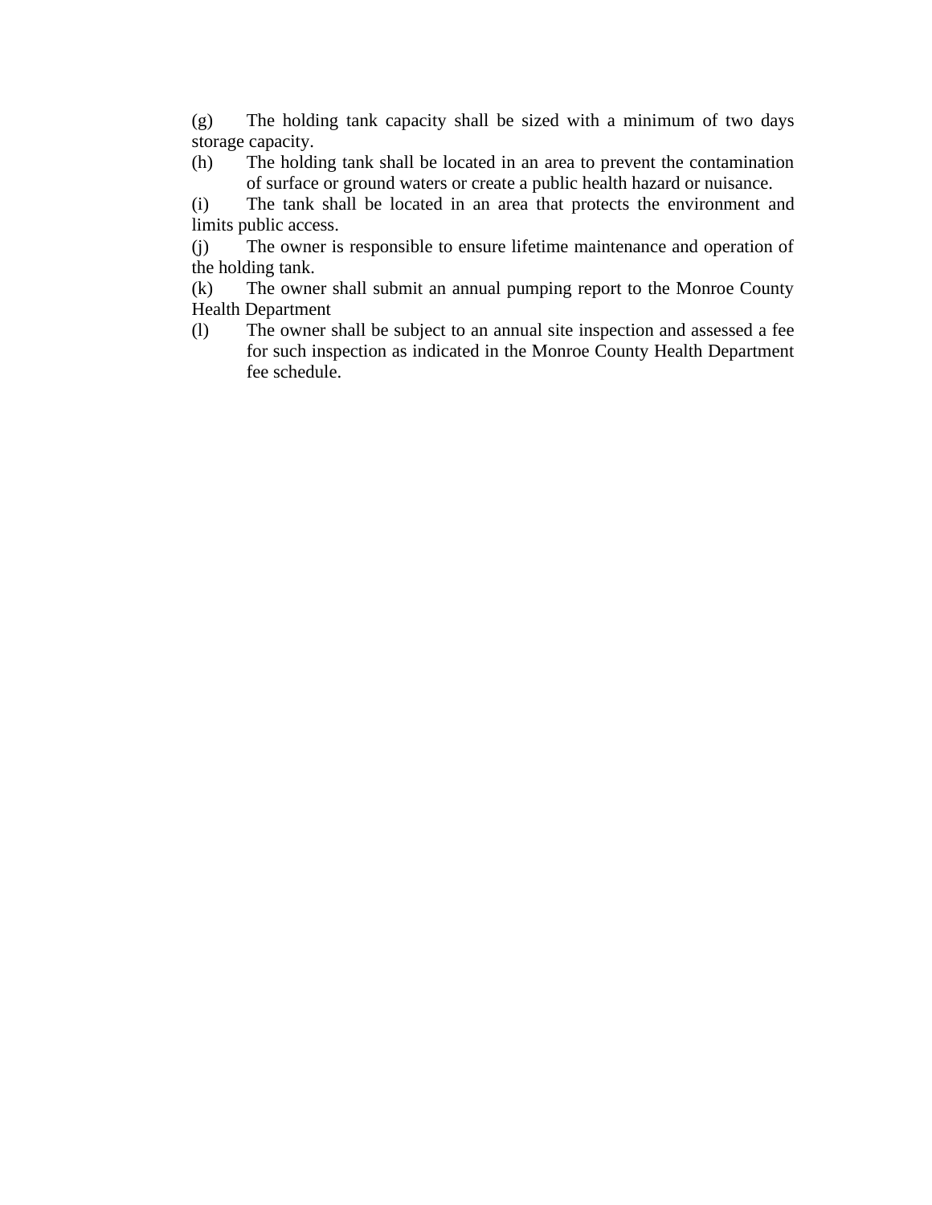(g) The holding tank capacity shall be sized with a minimum of two days storage capacity.

(h) The holding tank shall be located in an area to prevent the contamination of surface or ground waters or create a public health hazard or nuisance.

(i) The tank shall be located in an area that protects the environment and limits public access.

(j) The owner is responsible to ensure lifetime maintenance and operation of the holding tank.

(k) The owner shall submit an annual pumping report to the Monroe County Health Department

(l) The owner shall be subject to an annual site inspection and assessed a fee for such inspection as indicated in the Monroe County Health Department fee schedule.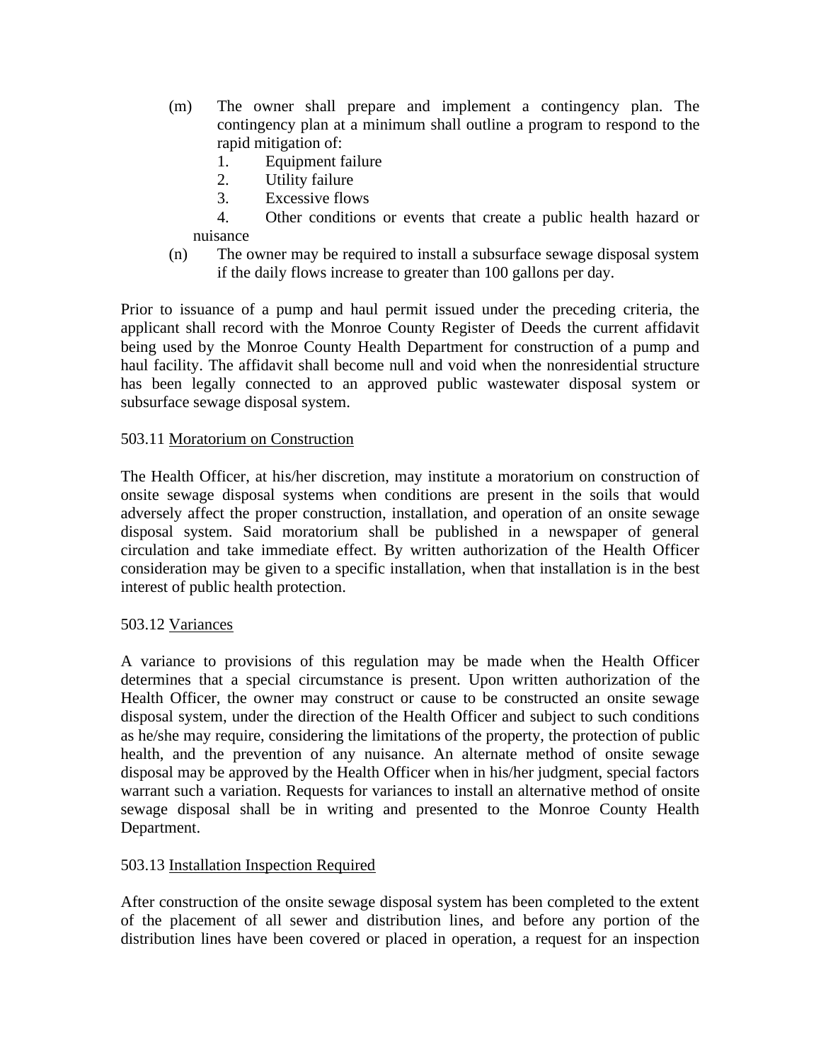(m) The owner shall prepare and implement a contingency plan. The contingency plan at a minimum shall outline a program to respond to the rapid mitigation of:

1. Equipment failure
2. Utility failure
3. Excessive flows
4. Other conditions or events that create a public health hazard or nuisance

(n) The owner may be required to install a subsurface sewage disposal system if the daily flows increase to greater than 100 gallons per day.

Prior to issuance of a pump and haul permit issued under the preceding criteria, the applicant shall record with the Monroe County Register of Deeds the current affidavit being used by the Monroe County Health Department for construction of a pump and haul facility. The affidavit shall become null and void when the nonresidential structure has been legally connected to an approved public wastewater disposal system or subsurface sewage disposal system.

503.11 Moratorium on Construction

The Health Officer, at his/her discretion, may institute a moratorium on construction of onsite sewage disposal systems when conditions are present in the soils that would adversely affect the proper construction, installation, and operation of an onsite sewage disposal system. Said moratorium shall be published in a newspaper of general circulation and take immediate effect. By written authorization of the Health Officer consideration may be given to a specific installation, when that installation is in the best interest of public health protection.

503.12 Variances

A variance to provisions of this regulation may be made when the Health Officer determines that a special circumstance is present. Upon written authorization of the Health Officer, the owner may construct or cause to be constructed an onsite sewage disposal system, under the direction of the Health Officer and subject to such conditions as he/she may require, considering the limitations of the property, the protection of public health, and the prevention of any nuisance. An alternate method of onsite sewage disposal may be approved by the Health Officer when in his/her judgment, special factors warrant such a variation. Requests for variances to install an alternative method of onsite sewage disposal shall be in writing and presented to the Monroe County Health Department.

503.13 Installation Inspection Required

After construction of the onsite sewage disposal system has been completed to the extent of the placement of all sewer and distribution lines, and before any portion of the distribution lines have been covered or placed in operation, a request for an inspection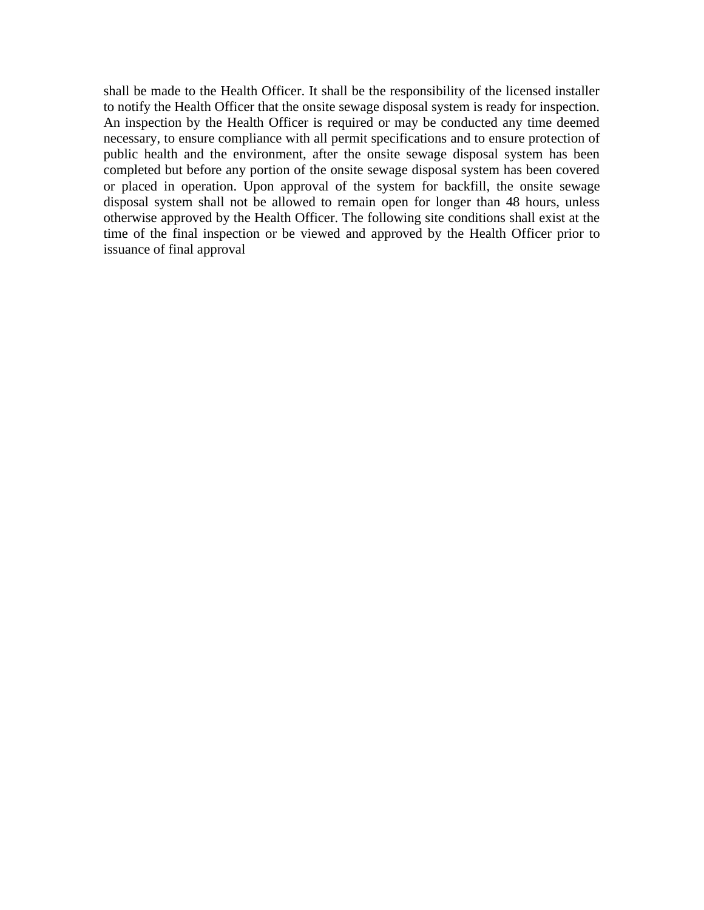shall be made to the Health Officer. It shall be the responsibility of the licensed installer to notify the Health Officer that the onsite sewage disposal system is ready for inspection. An inspection by the Health Officer is required or may be conducted any time deemed necessary, to ensure compliance with all permit specifications and to ensure protection of public health and the environment, after the onsite sewage disposal system has been completed but before any portion of the onsite sewage disposal system has been covered or placed in operation. Upon approval of the system for backfill, the onsite sewage disposal system shall not be allowed to remain open for longer than 48 hours, unless otherwise approved by the Health Officer. The following site conditions shall exist at the time of the final inspection or be viewed and approved by the Health Officer prior to issuance of final approval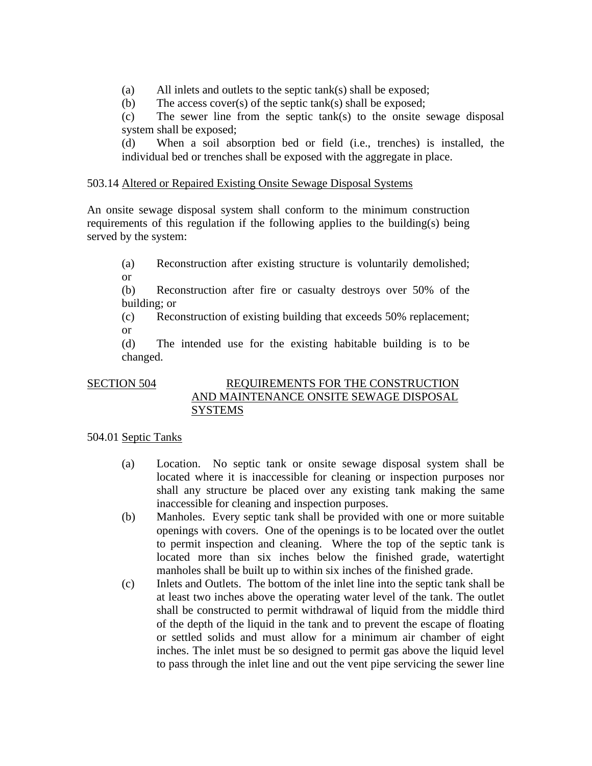(a) All inlets and outlets to the septic tank(s) shall be exposed;

(b) The access cover(s) of the septic tank(s) shall be exposed;

(c) The sewer line from the septic tank(s) to the onsite sewage disposal system shall be exposed;

(d) When a soil absorption bed or field (i.e., trenches) is installed, the individual bed or trenches shall be exposed with the aggregate in place.

503.14 Altered or Repaired Existing Onsite Sewage Disposal Systems

An onsite sewage disposal system shall conform to the minimum construction requirements of this regulation if the following applies to the building(s) being served by the system:

(a) Reconstruction after existing structure is voluntarily demolished; or

(b) Reconstruction after fire or casualty destroys over 50% of the building; or

(c) Reconstruction of existing building that exceeds 50% replacement; or

(d) The intended use for the existing habitable building is to be changed.

## SECTION 504 REQUIREMENTS FOR THE CONSTRUCTION AND MAINTENANCE ONSITE SEWAGE DISPOSAL SYSTEMS

504.01 Septic Tanks

(a) Location. No septic tank or onsite sewage disposal system shall be located where it is inaccessible for cleaning or inspection purposes nor shall any structure be placed over any existing tank making the same inaccessible for cleaning and inspection purposes.

(b) Manholes. Every septic tank shall be provided with one or more suitable openings with covers. One of the openings is to be located over the outlet to permit inspection and cleaning. Where the top of the septic tank is located more than six inches below the finished grade, watertight manholes shall be built up to within six inches of the finished grade.

(c) Inlets and Outlets. The bottom of the inlet line into the septic tank shall be at least two inches above the operating water level of the tank. The outlet shall be constructed to permit withdrawal of liquid from the middle third of the depth of the liquid in the tank and to prevent the escape of floating or settled solids and must allow for a minimum air chamber of eight inches. The inlet must be so designed to permit gas above the liquid level to pass through the inlet line and out the vent pipe servicing the sewer line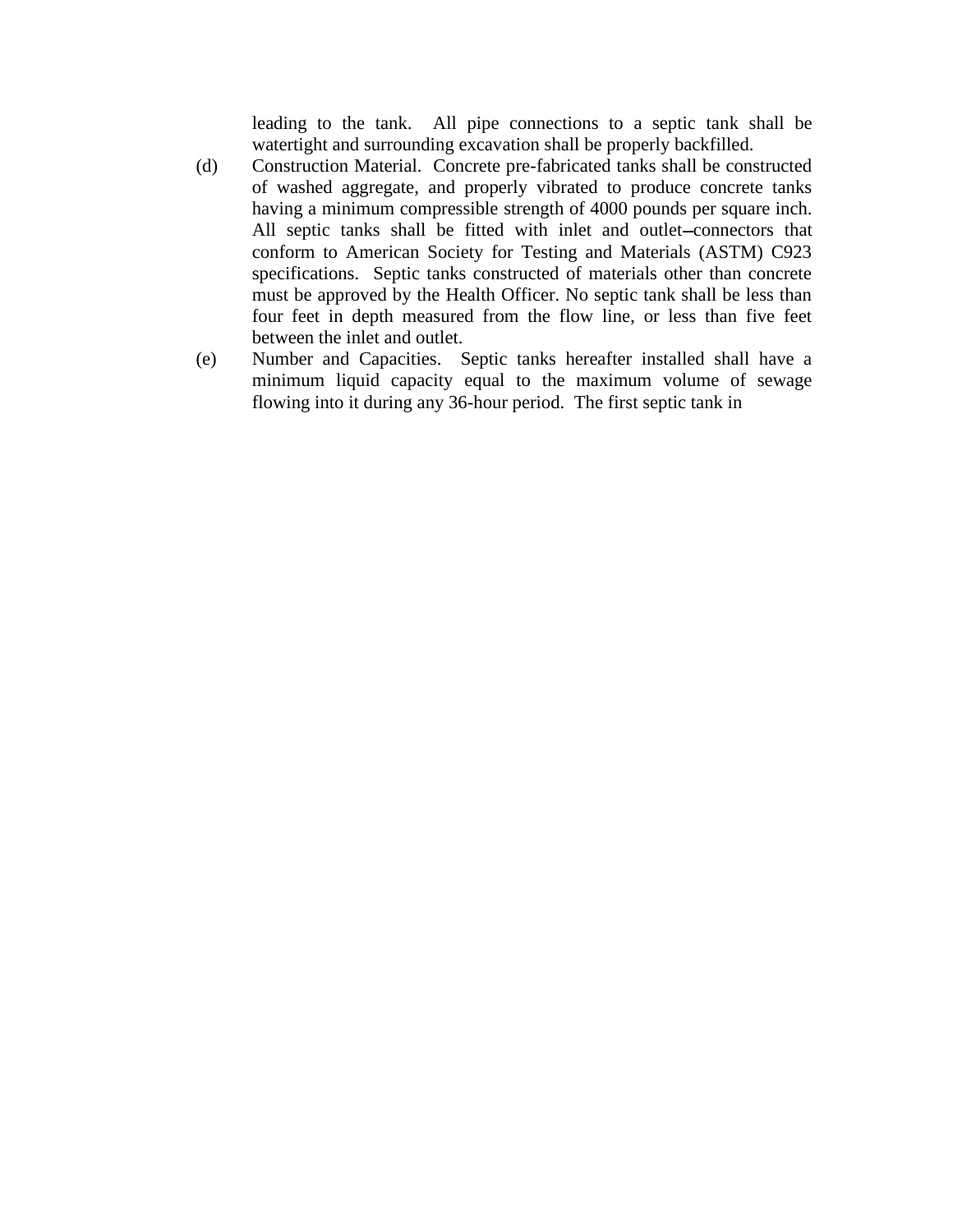leading to the tank. All pipe connections to a septic tank shall be watertight and surrounding excavation shall be properly backfilled.

(d) Construction Material. Concrete pre-fabricated tanks shall be constructed of washed aggregate, and properly vibrated to produce concrete tanks having a minimum compressible strength of 4000 pounds per square inch. All septic tanks shall be fitted with inlet and outlet–connectors that conform to American Society for Testing and Materials (ASTM) C923 specifications. Septic tanks constructed of materials other than concrete must be approved by the Health Officer. No septic tank shall be less than four feet in depth measured from the flow line, or less than five feet between the inlet and outlet.

(e) Number and Capacities. Septic tanks hereafter installed shall have a minimum liquid capacity equal to the maximum volume of sewage flowing into it during any 36-hour period. The first septic tank in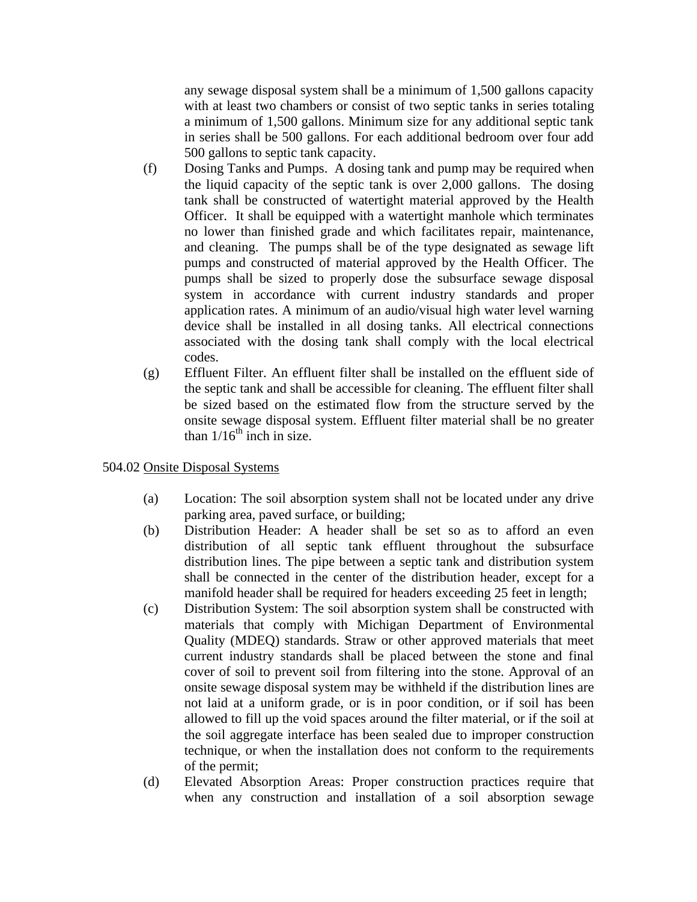any sewage disposal system shall be a minimum of 1,500 gallons capacity with at least two chambers or consist of two septic tanks in series totaling a minimum of 1,500 gallons. Minimum size for any additional septic tank in series shall be 500 gallons. For each additional bedroom over four add 500 gallons to septic tank capacity.

(f) Dosing Tanks and Pumps. A dosing tank and pump may be required when the liquid capacity of the septic tank is over 2,000 gallons. The dosing tank shall be constructed of watertight material approved by the Health Officer. It shall be equipped with a watertight manhole which terminates no lower than finished grade and which facilitates repair, maintenance, and cleaning. The pumps shall be of the type designated as sewage lift pumps and constructed of material approved by the Health Officer. The pumps shall be sized to properly dose the subsurface sewage disposal system in accordance with current industry standards and proper application rates. A minimum of an audio/visual high water level warning device shall be installed in all dosing tanks. All electrical connections associated with the dosing tank shall comply with the local electrical codes.

(g) Effluent Filter. An effluent filter shall be installed on the effluent side of the septic tank and shall be accessible for cleaning. The effluent filter shall be sized based on the estimated flow from the structure served by the onsite sewage disposal system. Effluent filter material shall be no greater than 1/16th inch in size.

504.02 Onsite Disposal Systems

(a) Location: The soil absorption system shall not be located under any drive parking area, paved surface, or building;

(b) Distribution Header: A header shall be set so as to afford an even distribution of all septic tank effluent throughout the subsurface distribution lines. The pipe between a septic tank and distribution system shall be connected in the center of the distribution header, except for a manifold header shall be required for headers exceeding 25 feet in length;

(c) Distribution System: The soil absorption system shall be constructed with materials that comply with Michigan Department of Environmental Quality (MDEQ) standards. Straw or other approved materials that meet current industry standards shall be placed between the stone and final cover of soil to prevent soil from filtering into the stone. Approval of an onsite sewage disposal system may be withheld if the distribution lines are not laid at a uniform grade, or is in poor condition, or if soil has been allowed to fill up the void spaces around the filter material, or if the soil at the soil aggregate interface has been sealed due to improper construction technique, or when the installation does not conform to the requirements of the permit;

(d) Elevated Absorption Areas: Proper construction practices require that when any construction and installation of a soil absorption sewage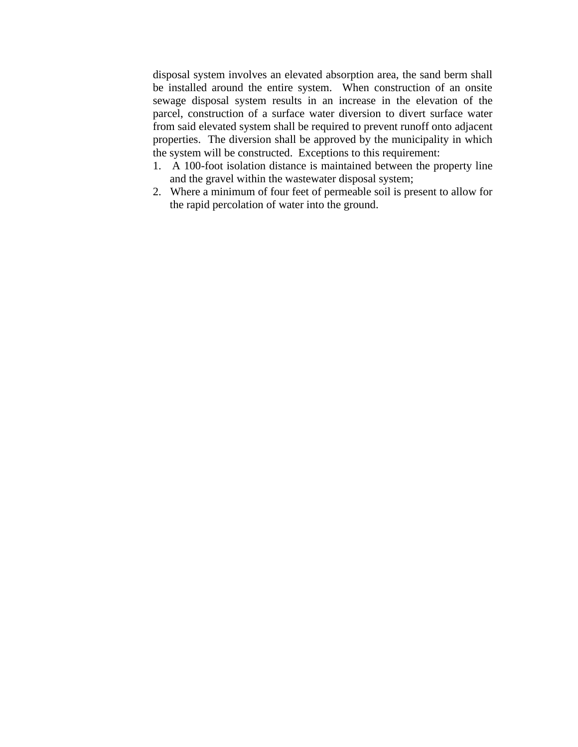disposal system involves an elevated absorption area, the sand berm shall be installed around the entire system. When construction of an onsite sewage disposal system results in an increase in the elevation of the parcel, construction of a surface water diversion to divert surface water from said elevated system shall be required to prevent runoff onto adjacent properties. The diversion shall be approved by the municipality in which the system will be constructed. Exceptions to this requirement:

1. A 100-foot isolation distance is maintained between the property line and the gravel within the wastewater disposal system;
2. Where a minimum of four feet of permeable soil is present to allow for the rapid percolation of water into the ground.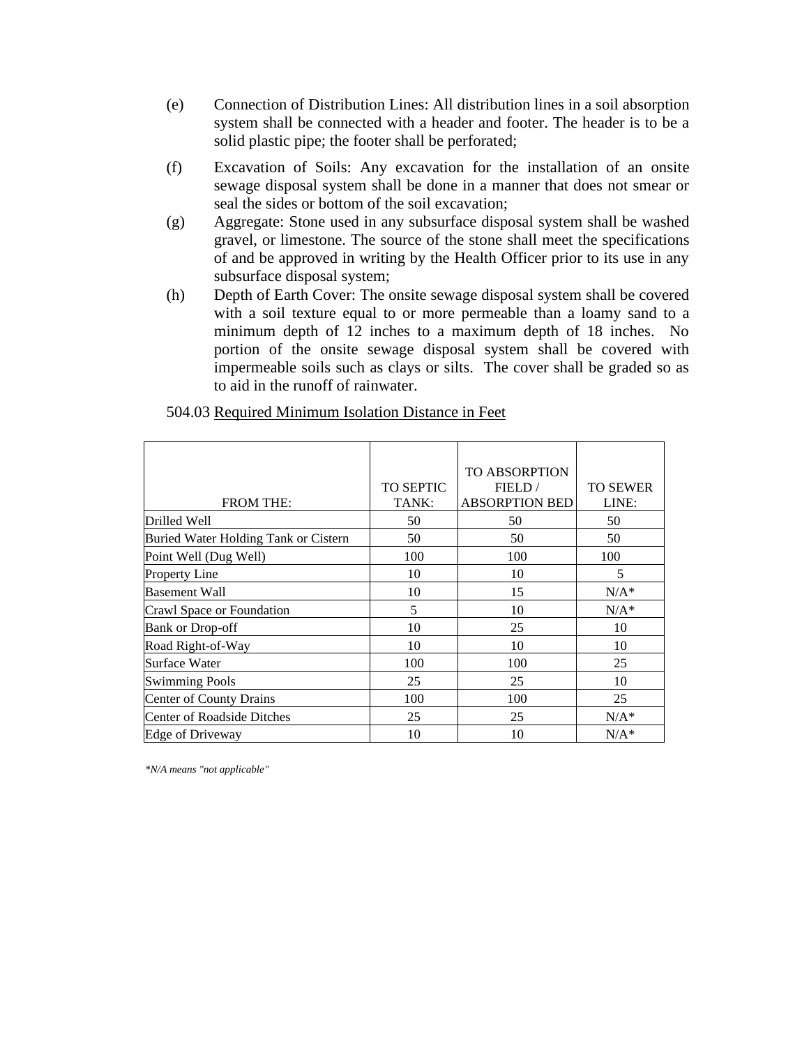(e) Connection of Distribution Lines: All distribution lines in a soil absorption system shall be connected with a header and footer. The header is to be a solid plastic pipe; the footer shall be perforated;

(f) Excavation of Soils: Any excavation for the installation of an onsite sewage disposal system shall be done in a manner that does not smear or seal the sides or bottom of the soil excavation;

(g) Aggregate: Stone used in any subsurface disposal system shall be washed gravel, or limestone. The source of the stone shall meet the specifications of and be approved in writing by the Health Officer prior to its use in any subsurface disposal system;

(h) Depth of Earth Cover: The onsite sewage disposal system shall be covered with a soil texture equal to or more permeable than a loamy sand to a minimum depth of 12 inches to a maximum depth of 18 inches. No portion of the onsite sewage disposal system shall be covered with impermeable soils such as clays or silts. The cover shall be graded so as to aid in the runoff of rainwater.

504.03 Required Minimum Isolation Distance in Feet

| FROM THE: | TO SEPTIC TANK: | TO ABSORPTION FIELD / ABSORPTION BED | TO SEWER LINE: |
|---|---|---|---|
| Drilled Well | 50 | 50 | 50 |
| Buried Water Holding Tank or Cistern | 50 | 50 | 50 |
| Point Well (Dug Well) | 100 | 100 | 100 |
| Property Line | 10 | 10 | 5 |
| Basement Wall | 10 | 15 | N/A* |
| Crawl Space or Foundation | 5 | 10 | N/A* |
| Bank or Drop-off | 10 | 25 | 10 |
| Road Right-of-Way | 10 | 10 | 10 |
| Surface Water | 100 | 100 | 25 |
| Swimming Pools | 25 | 25 | 10 |
| Center of County Drains | 100 | 100 | 25 |
| Center of Roadside Ditches | 25 | 25 | N/A* |
| Edge of Driveway | 10 | 10 | N/A* |

*\*N/A means "not applicable"*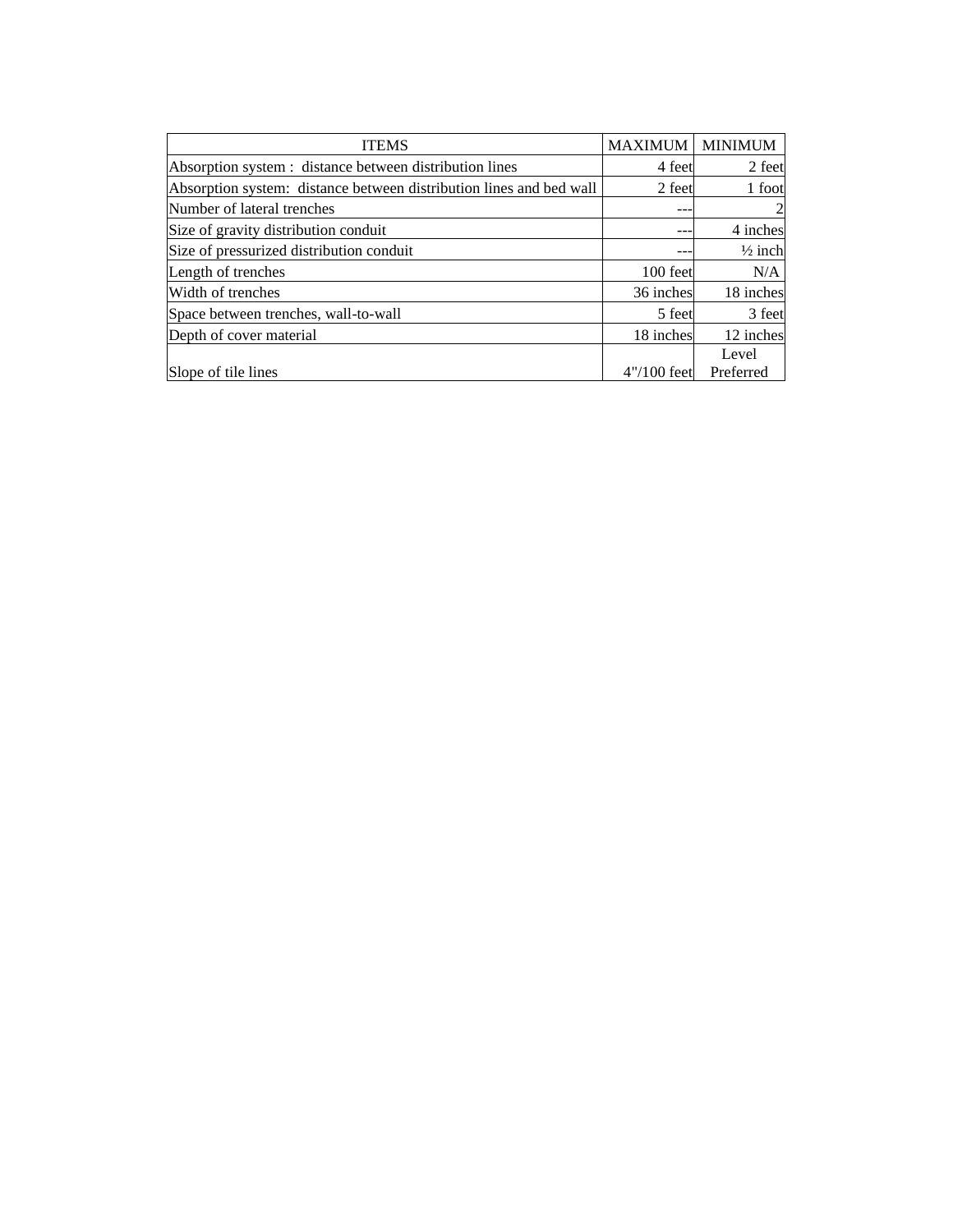| ITEMS | MAXIMUM | MINIMUM |
|---|---|---|
| Absorption system : distance between distribution lines | 4 feet | 2 feet |
| Absorption system: distance between distribution lines and bed wall | 2 feet | 1 foot |
| Number of lateral trenches | --- | 2 |
| Size of gravity distribution conduit | --- | 4 inches |
| Size of pressurized distribution conduit | --- | ½ inch |
| Length of trenches | 100 feet | N/A |
| Width of trenches | 36 inches | 18 inches |
| Space between trenches, wall-to-wall | 5 feet | 3 feet |
| Depth of cover material | 18 inches | 12 inches |
| Slope of tile lines | 4"/100 feet | Level Preferred |